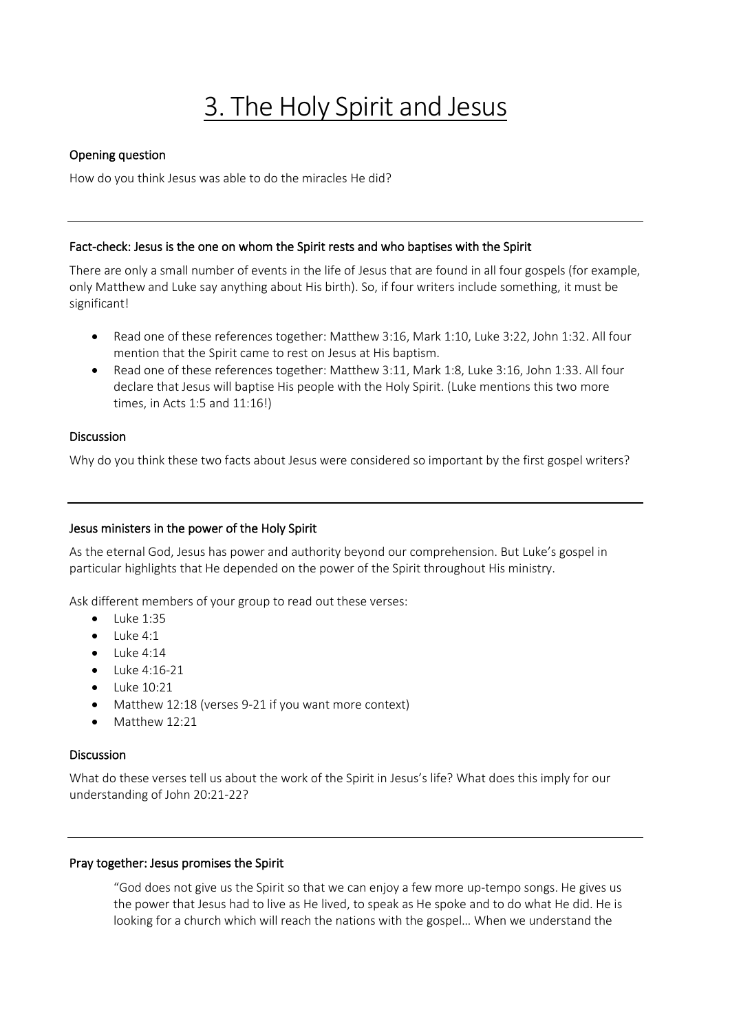# 3. The Holy Spirit and Jesus

### Opening question

How do you think Jesus was able to do the miracles He did?

---

### Fact-check: Jesus is the one on whom the Spirit rests and who baptises with the Spirit

There are only a small number of events in the life of Jesus that are found in all four gospels (for example, only Matthew and Luke say anything about His birth). So, if four writers include something, it must be significant!

- Read one of these references together: Matthew 3:16, Mark 1:10, Luke 3:22, John 1:32. All four mention that the Spirit came to rest on Jesus at His baptism.
- Read one of these references together: Matthew 3:11, Mark 1:8, Luke 3:16, John 1:33. All four declare that Jesus will baptise His people with the Holy Spirit. (Luke mentions this two more times, in Acts 1:5 and 11:16!)

### Discussion

Why do you think these two facts about Jesus were considered so important by the first gospel writers?

---

### Jesus ministers in the power of the Holy Spirit

As the eternal God, Jesus has power and authority beyond our comprehension. But Luke's gospel in particular highlights that He depended on the power of the Spirit throughout His ministry.

Ask different members of your group to read out these verses:

- Luke 1:35
- Luke 4:1
- Luke 4:14
- Luke 4:16-21
- Luke 10:21
- Matthew 12:18 (verses 9-21 if you want more context)
- Matthew 12:21

### Discussion

What do these verses tell us about the work of the Spirit in Jesus's life? What does this imply for our understanding of John 20:21-22?

---

### Pray together: Jesus promises the Spirit

> "God does not give us the Spirit so that we can enjoy a few more up-tempo songs. He gives us the power that Jesus had to live as He lived, to speak as He spoke and to do what He did. He is looking for a church which will reach the nations with the gospel… When we understand the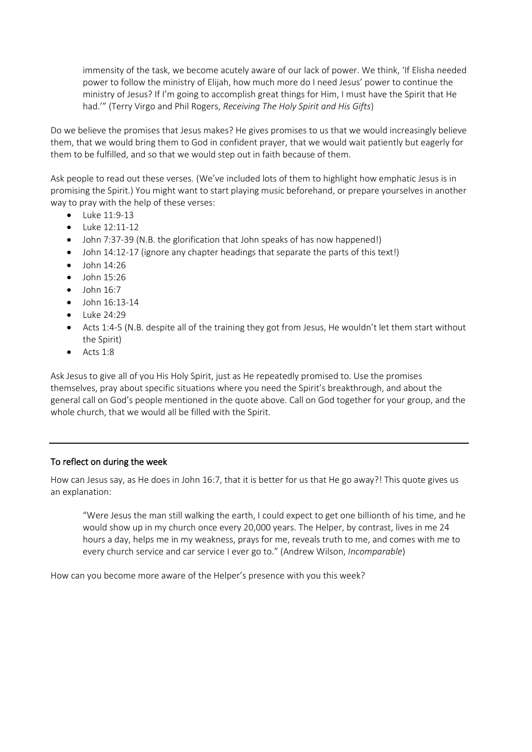> immensity of the task, we become acutely aware of our lack of power. We think, 'If Elisha needed power to follow the ministry of Elijah, how much more do I need Jesus' power to continue the ministry of Jesus? If I'm going to accomplish great things for Him, I must have the Spirit that He had.'" (Terry Virgo and Phil Rogers, *Receiving The Holy Spirit and His Gifts*)

Do we believe the promises that Jesus makes? He gives promises to us that we would increasingly believe them, that we would bring them to God in confident prayer, that we would wait patiently but eagerly for them to be fulfilled, and so that we would step out in faith because of them.

Ask people to read out these verses. (We've included lots of them to highlight how emphatic Jesus is in promising the Spirit.) You might want to start playing music beforehand, or prepare yourselves in another way to pray with the help of these verses:

- Luke 11:9-13
- Luke 12:11-12
- John 7:37-39 (N.B. the glorification that John speaks of has now happened!)
- John 14:12-17 (ignore any chapter headings that separate the parts of this text!)
- John 14:26
- John 15:26
- John 16:7
- John 16:13-14
- Luke 24:29
- Acts 1:4-5 (N.B. despite all of the training they got from Jesus, He wouldn't let them start without the Spirit)
- Acts 1:8

Ask Jesus to give all of you His Holy Spirit, just as He repeatedly promised to. Use the promises themselves, pray about specific situations where you need the Spirit's breakthrough, and about the general call on God's people mentioned in the quote above. Call on God together for your group, and the whole church, that we would all be filled with the Spirit.

---

## To reflect on during the week

How can Jesus say, as He does in John 16:7, that it is better for us that He go away?! This quote gives us an explanation:

> "Were Jesus the man still walking the earth, I could expect to get one billionth of his time, and he would show up in my church once every 20,000 years. The Helper, by contrast, lives in me 24 hours a day, helps me in my weakness, prays for me, reveals truth to me, and comes with me to every church service and car service I ever go to." (Andrew Wilson, *Incomparable*)

How can you become more aware of the Helper's presence with you this week?